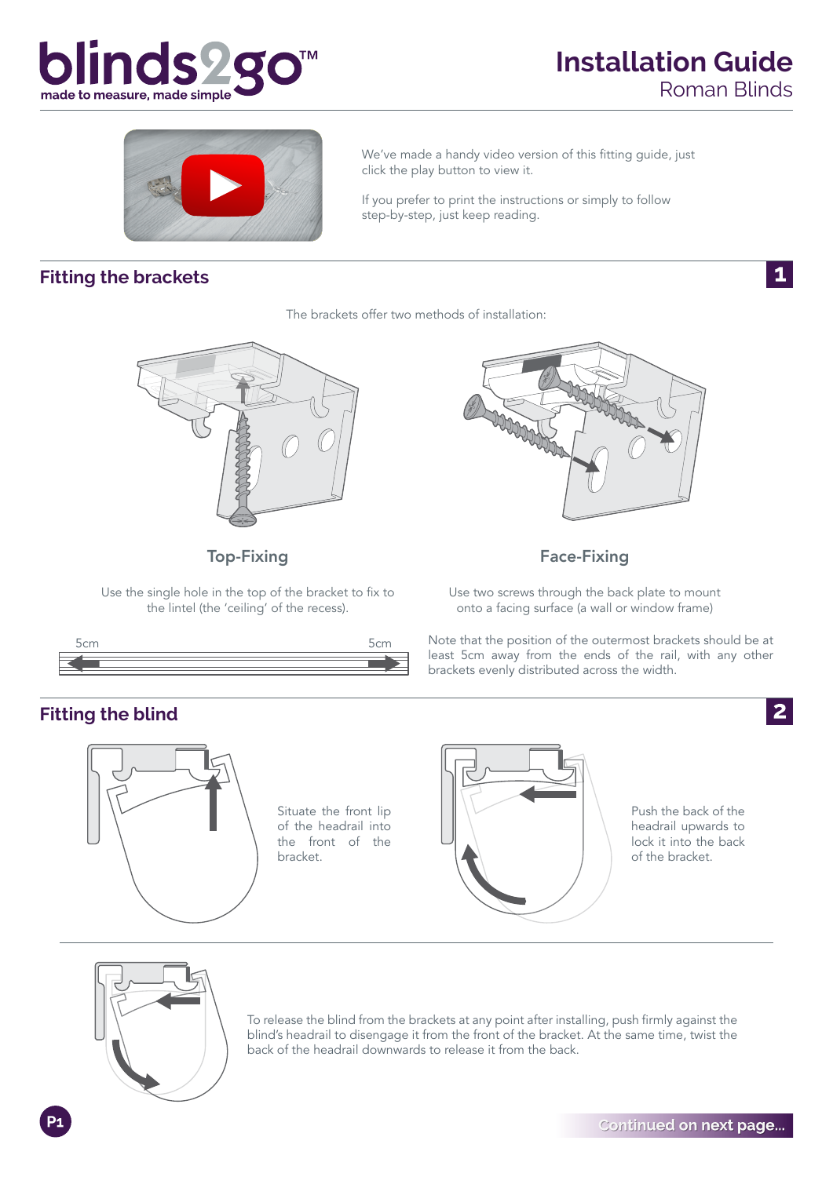# Installation Guide

## Roman Blinds

We've made a handy video version of this fitting guide, just click the play button to view it.

If you prefer to print the instructions or simply to follow step-by-step, just keep reading.

## 1 Fitting the brackets

The brackets offer two methods of installation:

### Top-Fixing

Use the single hole in the top of the bracket to fix to the lintel (the 'ceiling' of the recess).

### Face-Fixing

Use two screws through the back plate to mount onto a facing surface (a wall or window frame)

5cm 5cm

Note that the position of the outermost brackets should be at least 5cm away from the ends of the rail, with any other brackets evenly distributed across the width.

## 2 Fitting the blind

Situate the front lip of the headrail into the front of the bracket.

Push the back of the headrail upwards to lock it into the back of the bracket.

To release the blind from the brackets at any point after installing, push firmly against the blind's headrail to disengage it from the front of the bracket. At the same time, twist the back of the headrail downwards to release it from the back.

Continued on next page...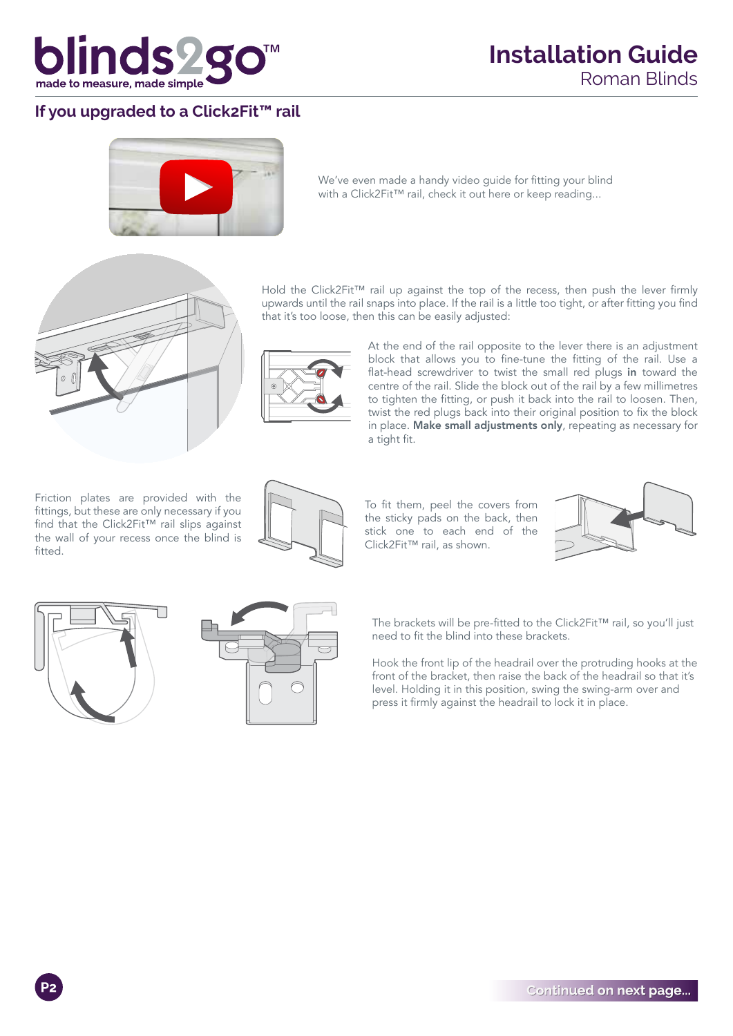## If you upgraded to a Click2Fit™ rail

We've even made a handy video guide for fitting your blind with a Click2Fit™ rail, check it out here or keep reading...

Hold the Click2Fit™ rail up against the top of the recess, then push the lever firmly upwards until the rail snaps into place. If the rail is a little too tight, or after fitting you find that it's too loose, then this can be easily adjusted:

At the end of the rail opposite to the lever there is an adjustment block that allows you to fine-tune the fitting of the rail. Use a flat-head screwdriver to twist the small red plugs **in** toward the centre of the rail. Slide the block out of the rail by a few millimetres to tighten the fitting, or push it back into the rail to loosen. Then, twist the red plugs back into their original position to fix the block in place. **Make small adjustments only**, repeating as necessary for a tight fit.

Friction plates are provided with the fittings, but these are only necessary if you find that the Click2Fit™ rail slips against the wall of your recess once the blind is fitted.

To fit them, peel the covers from the sticky pads on the back, then stick one to each end of the Click2Fit™ rail, as shown.

The brackets will be pre-fitted to the Click2Fit™ rail, so you'll just need to fit the blind into these brackets.

Hook the front lip of the headrail over the protruding hooks at the front of the bracket, then raise the back of the headrail so that it's level. Holding it in this position, swing the swing-arm over and press it firmly against the headrail to lock it in place.

Continued on next page...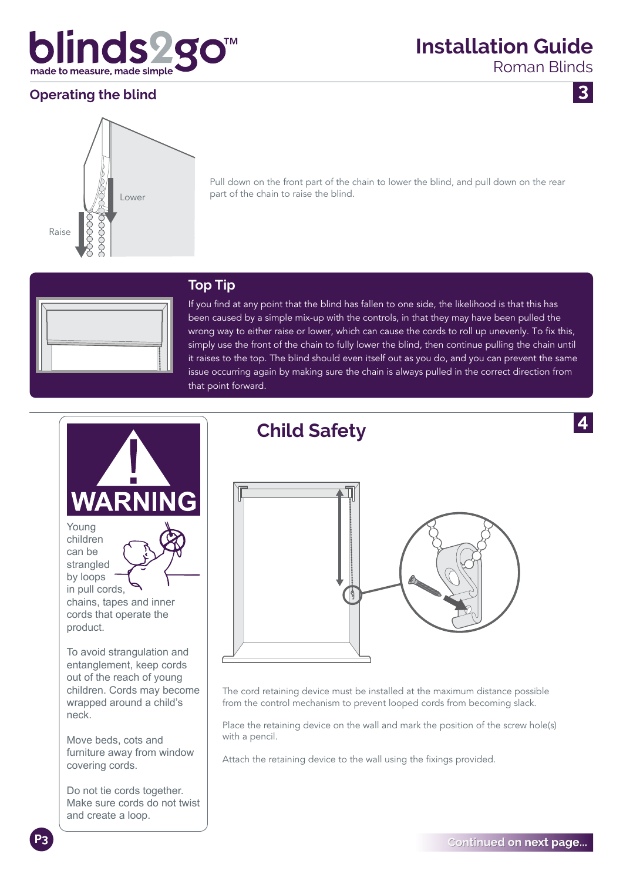## Operating the blind

3

Lower

Raise

Pull down on the front part of the chain to lower the blind, and pull down on the rear part of the chain to raise the blind.

### Top Tip

If you find at any point that the blind has fallen to one side, the likelihood is that this has been caused by a simple mix-up with the controls, in that they may have been pulled the wrong way to either raise or lower, which can cause the cords to roll up unevenly. To fix this, simply use the front of the chain to fully lower the blind, then continue pulling the chain until it raises to the top. The blind should even itself out as you do, and you can prevent the same issue occurring again by making sure the chain is always pulled in the correct direction from that point forward.

## Child Safety

4

**WARNING**

Young children can be strangled by loops in pull cords, chains, tapes and inner cords that operate the product.

To avoid strangulation and entanglement, keep cords out of the reach of young children. Cords may become wrapped around a child's neck.

Move beds, cots and furniture away from window covering cords.

Do not tie cords together. Make sure cords do not twist and create a loop.

The cord retaining device must be installed at the maximum distance possible from the control mechanism to prevent looped cords from becoming slack.

Place the retaining device on the wall and mark the position of the screw hole(s) with a pencil.

Attach the retaining device to the wall using the fixings provided.

Continued on next page...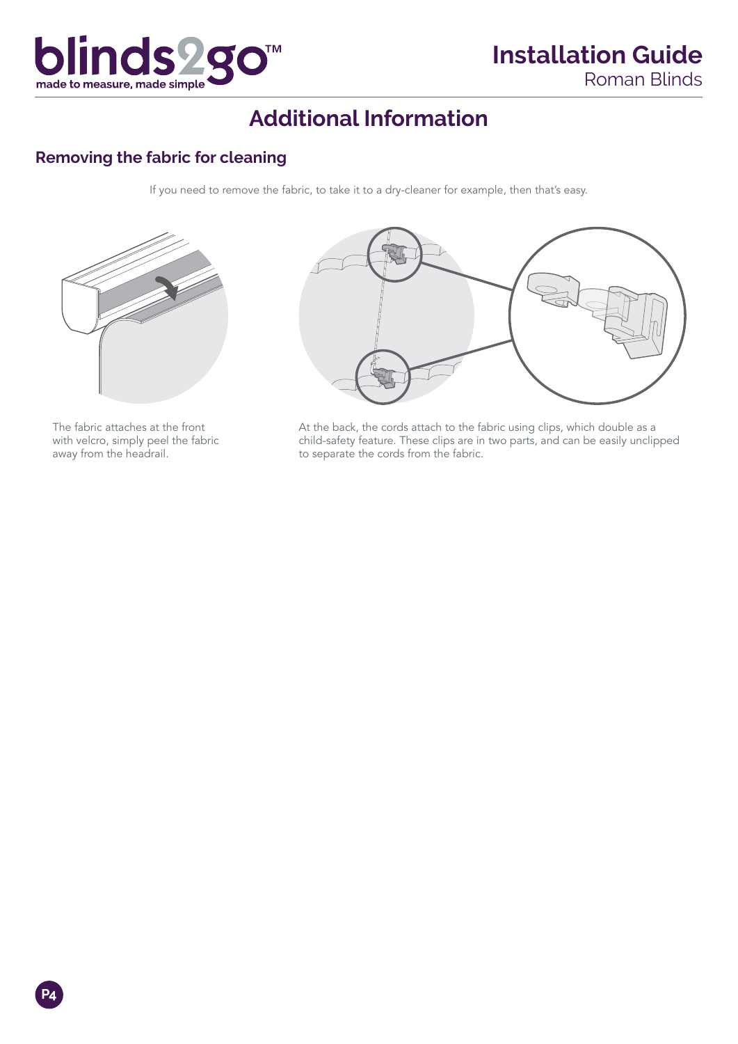# Additional Information

## Removing the fabric for cleaning

If you need to remove the fabric, to take it to a dry-cleaner for example, then that's easy.

The fabric attaches at the front with velcro, simply peel the fabric away from the headrail.

At the back, the cords attach to the fabric using clips, which double as a child-safety feature. These clips are in two parts, and can be easily unclipped to separate the cords from the fabric.